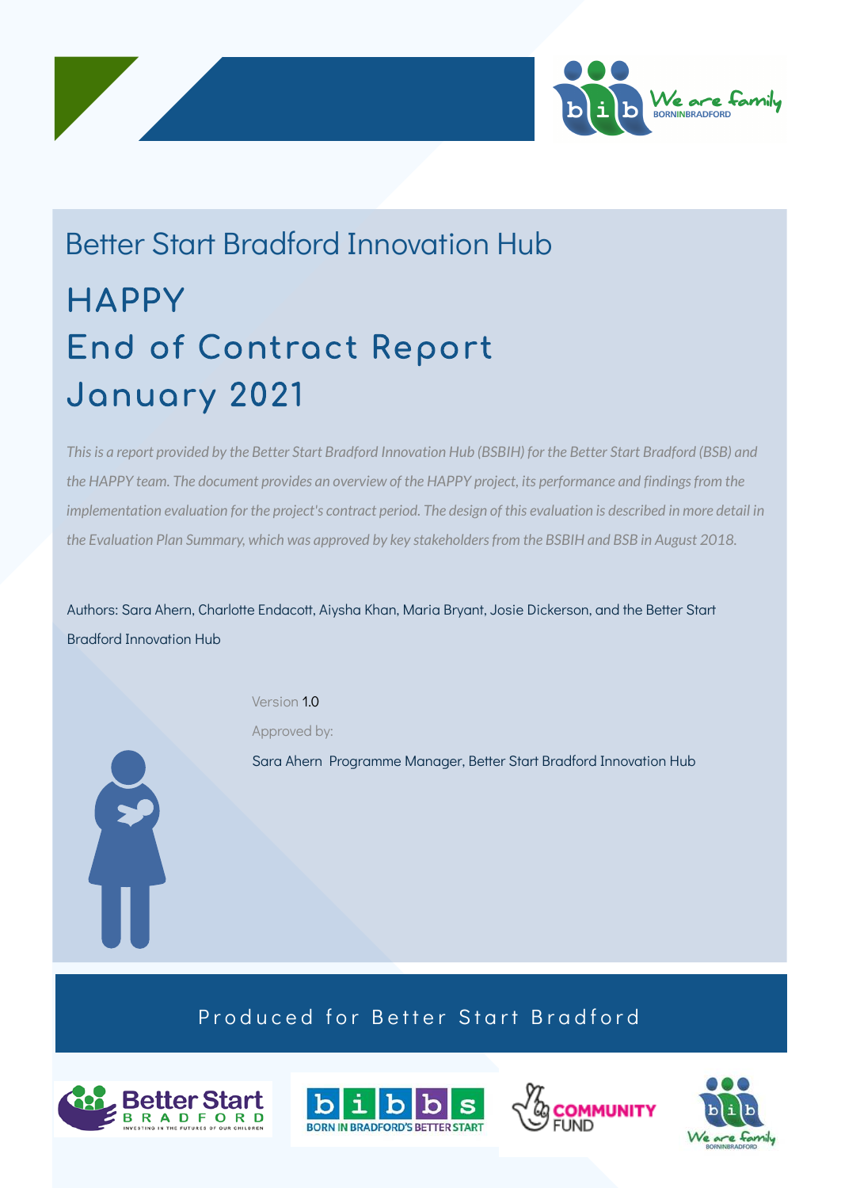Better Start Bradford Innovation Hub

# HAPPY
# End of Contract Report
# January 2021

*This is a report provided by the Better Start Bradford Innovation Hub (BSBIH) for the Better Start Bradford (BSB) and the HAPPY team. The document provides an overview of the HAPPY project, its performance and findings from the implementation evaluation for the project's contract period. The design of this evaluation is described in more detail in the Evaluation Plan Summary, which was approved by key stakeholders from the BSBIH and BSB in August 2018.*

Authors: Sara Ahern, Charlotte Endacott, Aiysha Khan, Maria Bryant, Josie Dickerson, and the Better Start Bradford Innovation Hub

Version 1.0

Approved by:

Sara Ahern Programme Manager, Better Start Bradford Innovation Hub

Produced for Better Start Bradford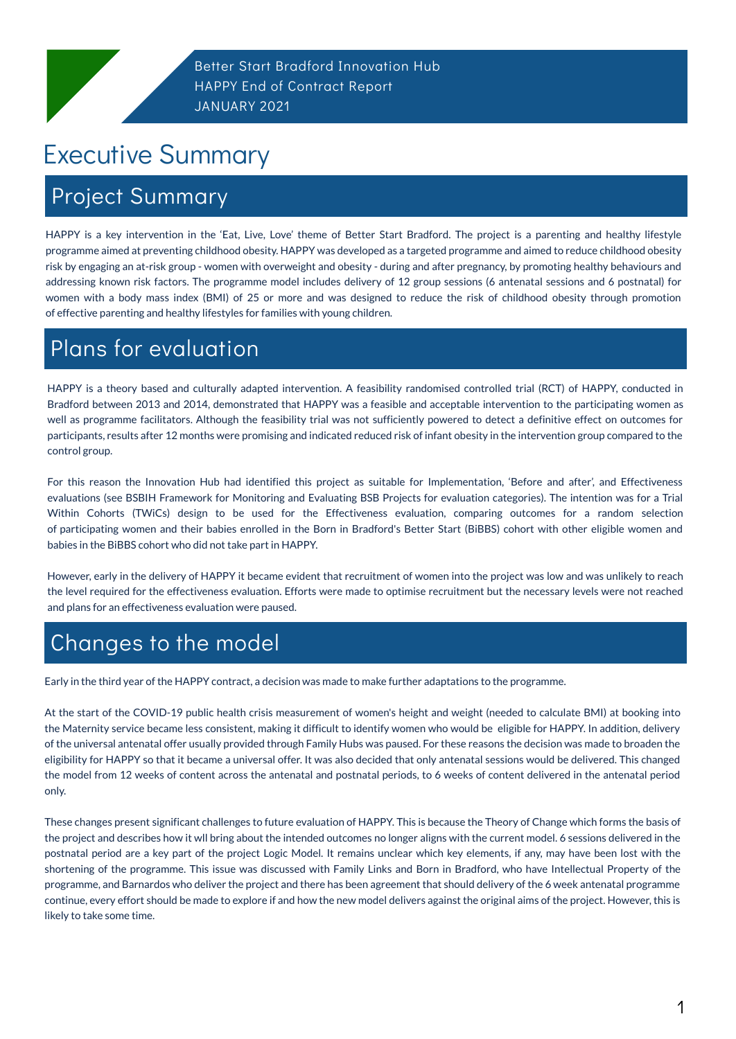Better Start Bradford Innovation Hub
HAPPY End of Contract Report
JANUARY 2021

# Executive Summary

## Project Summary

HAPPY is a key intervention in the 'Eat, Live, Love' theme of Better Start Bradford. The project is a parenting and healthy lifestyle programme aimed at preventing childhood obesity. HAPPY was developed as a targeted programme and aimed to reduce childhood obesity risk by engaging an at-risk group - women with overweight and obesity - during and after pregnancy, by promoting healthy behaviours and addressing known risk factors. The programme model includes delivery of 12 group sessions (6 antenatal sessions and 6 postnatal) for women with a body mass index (BMI) of 25 or more and was designed to reduce the risk of childhood obesity through promotion of effective parenting and healthy lifestyles for families with young children.

## Plans for evaluation

HAPPY is a theory based and culturally adapted intervention. A feasibility randomised controlled trial (RCT) of HAPPY, conducted in Bradford between 2013 and 2014, demonstrated that HAPPY was a feasible and acceptable intervention to the participating women as well as programme facilitators. Although the feasibility trial was not sufficiently powered to detect a definitive effect on outcomes for participants, results after 12 months were promising and indicated reduced risk of infant obesity in the intervention group compared to the control group.

For this reason the Innovation Hub had identified this project as suitable for Implementation, 'Before and after', and Effectiveness evaluations (see BSBIH Framework for Monitoring and Evaluating BSB Projects for evaluation categories). The intention was for a Trial Within Cohorts (TWiCs) design to be used for the Effectiveness evaluation, comparing outcomes for a random selection of participating women and their babies enrolled in the Born in Bradford's Better Start (BiBBS) cohort with other eligible women and babies in the BiBBS cohort who did not take part in HAPPY.

However, early in the delivery of HAPPY it became evident that recruitment of women into the project was low and was unlikely to reach the level required for the effectiveness evaluation. Efforts were made to optimise recruitment but the necessary levels were not reached and plans for an effectiveness evaluation were paused.

## Changes to the model

Early in the third year of the HAPPY contract, a decision was made to make further adaptations to the programme.

At the start of the COVID-19 public health crisis measurement of women's height and weight (needed to calculate BMI) at booking into the Maternity service became less consistent, making it difficult to identify women who would be eligible for HAPPY. In addition, delivery of the universal antenatal offer usually provided through Family Hubs was paused. For these reasons the decision was made to broaden the eligibility for HAPPY so that it became a universal offer. It was also decided that only antenatal sessions would be delivered. This changed the model from 12 weeks of content across the antenatal and postnatal periods, to 6 weeks of content delivered in the antenatal period only.

These changes present significant challenges to future evaluation of HAPPY. This is because the Theory of Change which forms the basis of the project and describes how it wll bring about the intended outcomes no longer aligns with the current model. 6 sessions delivered in the postnatal period are a key part of the project Logic Model. It remains unclear which key elements, if any, may have been lost with the shortening of the programme. This issue was discussed with Family Links and Born in Bradford, who have Intellectual Property of the programme, and Barnardos who deliver the project and there has been agreement that should delivery of the 6 week antenatal programme continue, every effort should be made to explore if and how the new model delivers against the original aims of the project. However, this is likely to take some time.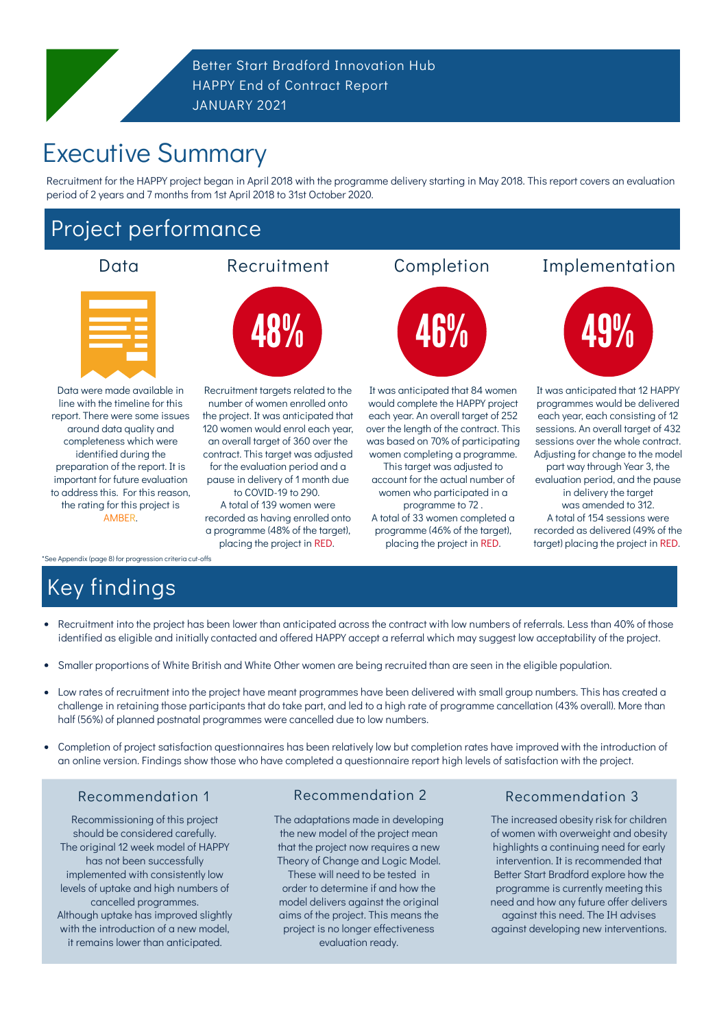Better Start Bradford Innovation Hub
HAPPY End of Contract Report
JANUARY 2021

# Executive Summary

Recruitment for the HAPPY project began in April 2018 with the programme delivery starting in May 2018. This report covers an evaluation period of 2 years and 7 months from 1st April 2018 to 31st October 2020.

## Project performance

### Data

Data were made available in line with the timeline for this report. There were some issues around data quality and completeness which were identified during the preparation of the report. It is important for future evaluation to address this. For this reason, the rating for this project is AMBER.

### Recruitment

**48%**

Recruitment targets related to the number of women enrolled onto the project. It was anticipated that 120 women would enrol each year, an overall target of 360 over the contract. This target was adjusted for the evaluation period and a pause in delivery of 1 month due to COVID-19 to 290.
A total of 139 women were recorded as having enrolled onto a programme (48% of the target), placing the project in RED.

### Completion

**46%**

It was anticipated that 84 women would complete the HAPPY project each year. An overall target of 252 over the length of the contract. This was based on 70% of participating women completing a programme.
This target was adjusted to account for the actual number of women who participated in a programme to 72 .
A total of 33 women completed a programme (46% of the target), placing the project in RED.

### Implementation

**49%**

It was anticipated that 12 HAPPY programmes would be delivered each year, each consisting of 12 sessions. An overall target of 432 sessions over the whole contract. Adjusting for change to the model part way through Year 3, the evaluation period, and the pause in delivery the target was amended to 312.
A total of 154 sessions were recorded as delivered (49% of the target) placing the project in RED.

*See Appendix (page 8) for progression criteria cut-offs

## Key findings

- Recruitment into the project has been lower than anticipated across the contract with low numbers of referrals. Less than 40% of those identified as eligible and initially contacted and offered HAPPY accept a referral which may suggest low acceptability of the project.
- Smaller proportions of White British and White Other women are being recruited than are seen in the eligible population.
- Low rates of recruitment into the project have meant programmes have been delivered with small group numbers. This has created a challenge in retaining those participants that do take part, and led to a high rate of programme cancellation (43% overall). More than half (56%) of planned postnatal programmes were cancelled due to low numbers.
- Completion of project satisfaction questionnaires has been relatively low but completion rates have improved with the introduction of an online version. Findings show those who have completed a questionnaire report high levels of satisfaction with the project.

### Recommendation 1

Recommissioning of this project should be considered carefully. The original 12 week model of HAPPY has not been successfully implemented with consistently low levels of uptake and high numbers of cancelled programmes. Although uptake has improved slightly with the introduction of a new model, it remains lower than anticipated.

### Recommendation 2

The adaptations made in developing the new model of the project mean that the project now requires a new Theory of Change and Logic Model. These will need to be tested in order to determine if and how the model delivers against the original aims of the project. This means the project is no longer effectiveness evaluation ready.

### Recommendation 3

The increased obesity risk for children of women with overweight and obesity highlights a continuing need for early intervention. It is recommended that Better Start Bradford explore how the programme is currently meeting this need and how any future offer delivers against this need. The IH advises against developing new interventions.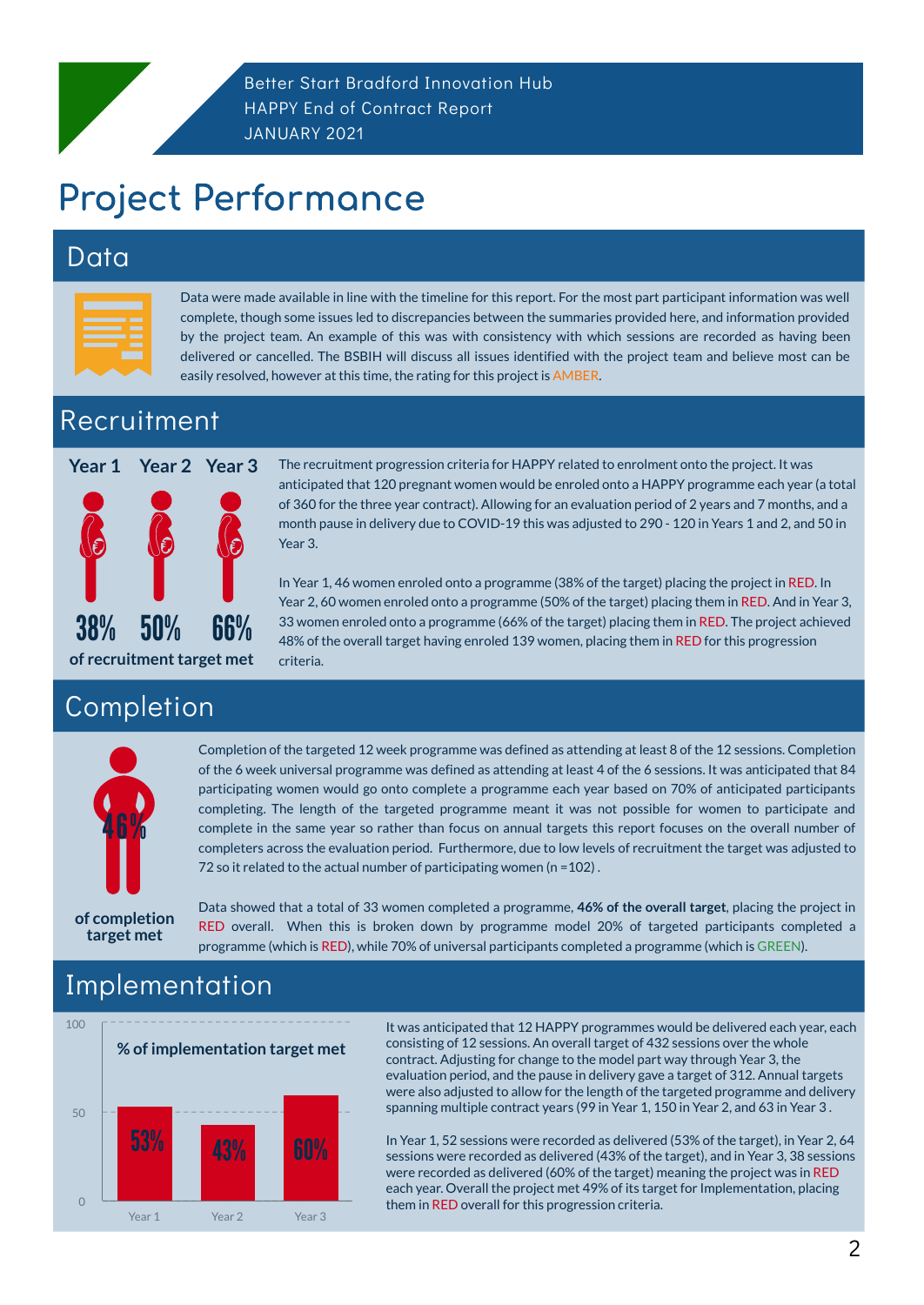Better Start Bradford Innovation Hub
HAPPY End of Contract Report
JANUARY 2021

# Project Performance

## Data

Data were made available in line with the timeline for this report. For the most part participant information was well complete, though some issues led to discrepancies between the summaries provided here, and information provided by the project team. An example of this was with consistency with which sessions are recorded as having been delivered or cancelled. The BSBIH will discuss all issues identified with the project team and believe most can be easily resolved, however at this time, the rating for this project is AMBER.

## Recruitment

| Year 1 | Year 2 | Year 3 |
|---|---|---|
| 38% | 50% | 66% |

of recruitment target met

The recruitment progression criteria for HAPPY related to enrolment onto the project. It was anticipated that 120 pregnant women would be enroled onto a HAPPY programme each year (a total of 360 for the three year contract). Allowing for an evaluation period of 2 years and 7 months, and a month pause in delivery due to COVID-19 this was adjusted to 290 - 120 in Years 1 and 2, and 50 in Year 3.

In Year 1, 46 women enroled onto a programme (38% of the target) placing the project in RED. In Year 2, 60 women enroled onto a programme (50% of the target) placing them in RED. And in Year 3, 33 women enroled onto a programme (66% of the target) placing them in RED. The project achieved 48% of the overall target having enroled 139 women, placing them in RED for this progression criteria.

## Completion

46%

of completion target met

Completion of the targeted 12 week programme was defined as attending at least 8 of the 12 sessions. Completion of the 6 week universal programme was defined as attending at least 4 of the 6 sessions. It was anticipated that 84 participating women would go onto complete a programme each year based on 70% of anticipated participants completing. The length of the targeted programme meant it was not possible for women to participate and complete in the same year so rather than focus on annual targets this report focuses on the overall number of completers across the evaluation period. Furthermore, due to low levels of recruitment the target was adjusted to 72 so it related to the actual number of participating women (n =102) .

Data showed that a total of 33 women completed a programme, **46% of the overall target**, placing the project in RED overall. When this is broken down by programme model 20% of targeted participants completed a programme (which is RED), while 70% of universal participants completed a programme (which is GREEN).

## Implementation

**% of implementation target met**

| | Year 1 | Year 2 | Year 3 |
|---|---|---|---|
| % of implementation target met | 53% | 43% | 60% |

It was anticipated that 12 HAPPY programmes would be delivered each year, each consisting of 12 sessions. An overall target of 432 sessions over the whole contract. Adjusting for change to the model part way through Year 3, the evaluation period, and the pause in delivery gave a target of 312. Annual targets were also adjusted to allow for the length of the targeted programme and delivery spanning multiple contract years (99 in Year 1, 150 in Year 2, and 63 in Year 3 .

In Year 1, 52 sessions were recorded as delivered (53% of the target), in Year 2, 64 sessions were recorded as delivered (43% of the target), and in Year 3, 38 sessions were recorded as delivered (60% of the target) meaning the project was in RED each year. Overall the project met 49% of its target for Implementation, placing them in RED overall for this progression criteria.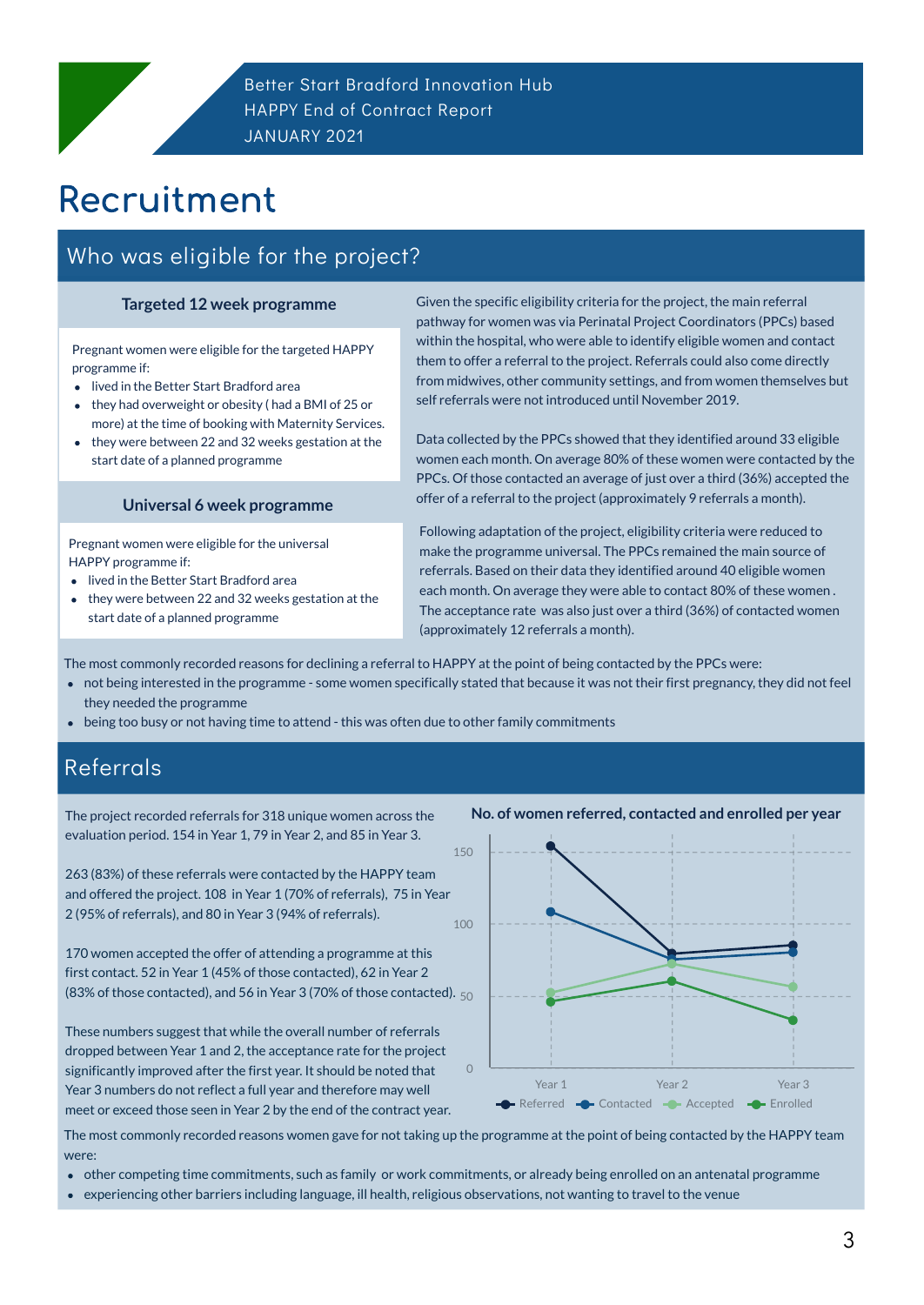# Recruitment

## Who was eligible for the project?

### Targeted 12 week programme

Pregnant women were eligible for the targeted HAPPY programme if:

- lived in the Better Start Bradford area
- they had overweight or obesity ( had a BMI of 25 or more) at the time of booking with Maternity Services.
- they were between 22 and 32 weeks gestation at the start date of a planned programme

### Universal 6 week programme

Pregnant women were eligible for the universal HAPPY programme if:

- lived in the Better Start Bradford area
- they were between 22 and 32 weeks gestation at the start date of a planned programme

Given the specific eligibility criteria for the project, the main referral pathway for women was via Perinatal Project Coordinators (PPCs) based within the hospital, who were able to identify eligible women and contact them to offer a referral to the project. Referrals could also come directly from midwives, other community settings, and from women themselves but self referrals were not introduced until November 2019.

Data collected by the PPCs showed that they identified around 33 eligible women each month. On average 80% of these women were contacted by the PPCs. Of those contacted an average of just over a third (36%) accepted the offer of a referral to the project (approximately 9 referrals a month).

Following adaptation of the project, eligibility criteria were reduced to make the programme universal. The PPCs remained the main source of referrals. Based on their data they identified around 40 eligible women each month. On average they were able to contact 80% of these women . The acceptance rate was also just over a third (36%) of contacted women (approximately 12 referrals a month).

The most commonly recorded reasons for declining a referral to HAPPY at the point of being contacted by the PPCs were:

- not being interested in the programme - some women specifically stated that because it was not their first pregnancy, they did not feel they needed the programme
- being too busy or not having time to attend - this was often due to other family commitments

## Referrals

The project recorded referrals for 318 unique women across the evaluation period. 154 in Year 1, 79 in Year 2, and 85 in Year 3.

263 (83%) of these referrals were contacted by the HAPPY team and offered the project. 108 in Year 1 (70% of referrals), 75 in Year 2 (95% of referrals), and 80 in Year 3 (94% of referrals).

170 women accepted the offer of attending a programme at this first contact. 52 in Year 1 (45% of those contacted), 62 in Year 2 (83% of those contacted), and 56 in Year 3 (70% of those contacted).

These numbers suggest that while the overall number of referrals dropped between Year 1 and 2, the acceptance rate for the project significantly improved after the first year. It should be noted that Year 3 numbers do not reflect a full year and therefore may well meet or exceed those seen in Year 2 by the end of the contract year.

**No. of women referred, contacted and enrolled per year**

(Line chart: Referred, Contacted, Accepted, Enrolled for Year 1, Year 2, Year 3; y-axis 0–150)

The most commonly recorded reasons women gave for not taking up the programme at the point of being contacted by the HAPPY team were:

- other competing time commitments, such as family or work commitments, or already being enrolled on an antenatal programme
- experiencing other barriers including language, ill health, religious observations, not wanting to travel to the venue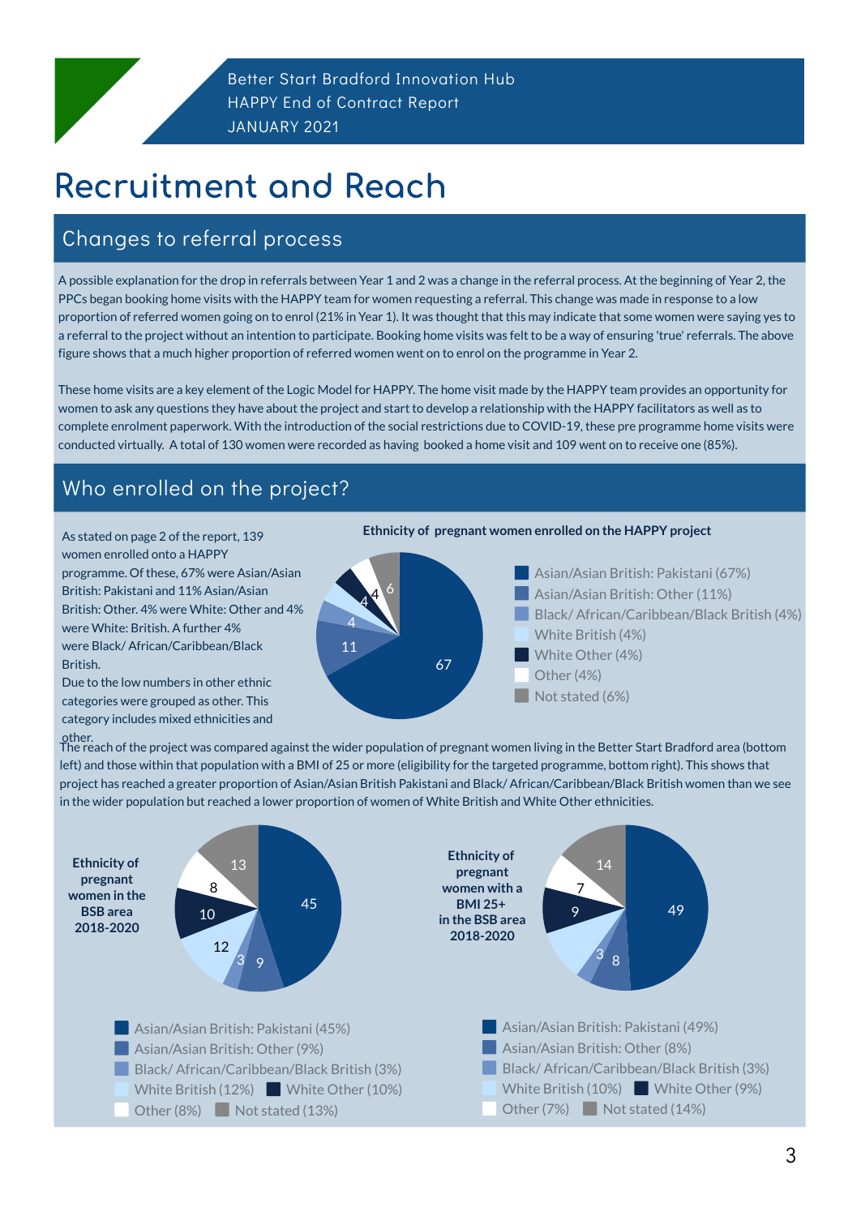# Recruitment and Reach

## Changes to referral process

A possible explanation for the drop in referrals between Year 1 and 2 was a change in the referral process. At the beginning of Year 2, the PPCs began booking home visits with the HAPPY team for women requesting a referral. This change was made in response to a low proportion of referred women going on to enrol (21% in Year 1). It was thought that this may indicate that some women were saying yes to a referral to the project without an intention to participate. Booking home visits was felt to be a way of ensuring 'true' referrals. The above figure shows that a much higher proportion of referred women went on to enrol on the programme in Year 2.

These home visits are a key element of the Logic Model for HAPPY. The home visit made by the HAPPY team provides an opportunity for women to ask any questions they have about the project and start to develop a relationship with the HAPPY facilitators as well as to complete enrolment paperwork. With the introduction of the social restrictions due to COVID-19, these pre programme home visits were conducted virtually. A total of 130 women were recorded as having booked a home visit and 109 went on to receive one (85%).

## Who enrolled on the project?

As stated on page 2 of the report, 139 women enrolled onto a HAPPY programme. Of these, 67% were Asian/Asian British: Pakistani and 11% Asian/Asian British: Other. 4% were White: Other and 4% were White: British. A further 4% were Black/ African/Caribbean/Black British.

Due to the low numbers in other ethnic categories were grouped as other. This category includes mixed ethnicities and other.

**Ethnicity of pregnant women enrolled on the HAPPY project**

| Ethnicity | % |
|---|---|
| Asian/Asian British: Pakistani | 67 |
| Asian/Asian British: Other | 11 |
| Black/ African/Caribbean/Black British | 4 |
| White British | 4 |
| White Other | 4 |
| Other | 4 |
| Not stated | 6 |

The reach of the project was compared against the wider population of pregnant women living in the Better Start Bradford area (bottom left) and those within that population with a BMI of 25 or more (eligibility for the targeted programme, bottom right). This shows that project has reached a greater proportion of Asian/Asian British Pakistani and Black/ African/Caribbean/Black British women than we see in the wider population but reached a lower proportion of women of White British and White Other ethnicities.

| Ethnicity | Ethnicity of pregnant women in the BSB area 2018-2020 (%) | Ethnicity of pregnant women with a BMI 25+ in the BSB area 2018-2020 (%) |
|---|---|---|
| Asian/Asian British: Pakistani | 45 | 49 |
| Asian/Asian British: Other | 9 | 8 |
| Black/ African/Caribbean/Black British | 3 | 3 |
| White British | 12 | 10 |
| White Other | 10 | 9 |
| Other | 8 | 7 |
| Not stated | 13 | 14 |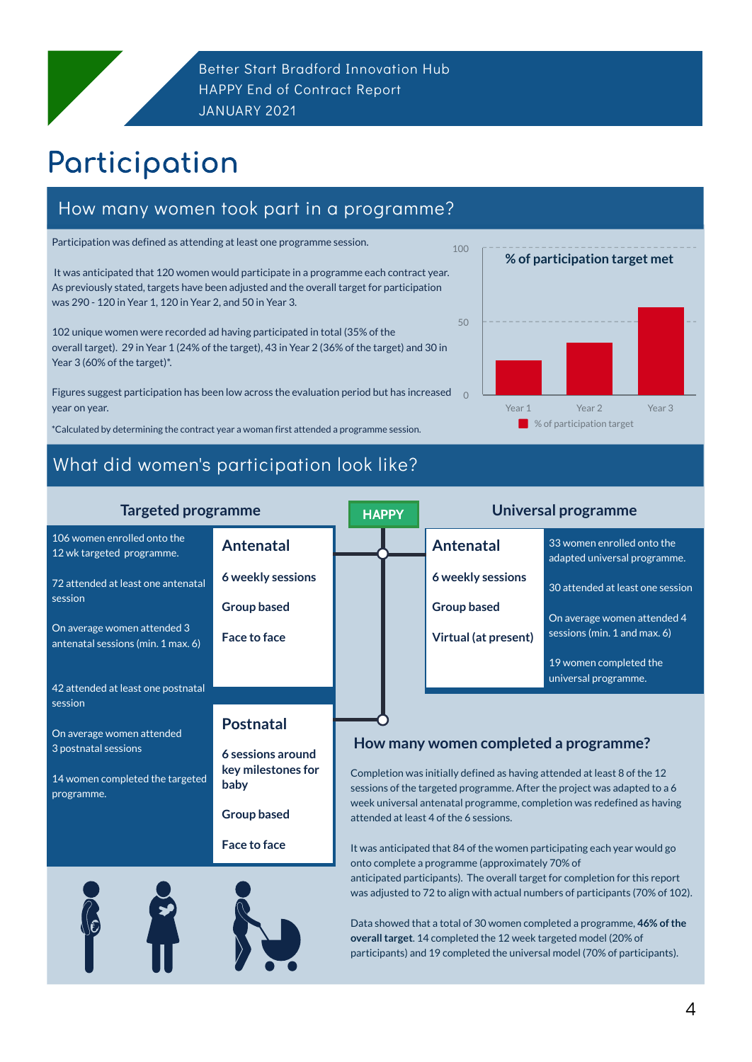# Participation

## How many women took part in a programme?

Participation was defined as attending at least one programme session.

It was anticipated that 120 women would participate in a programme each contract year. As previously stated, targets have been adjusted and the overall target for participation was 290 - 120 in Year 1, 120 in Year 2, and 50 in Year 3.

102 unique women were recorded ad having participated in total (35% of the overall target). 29 in Year 1 (24% of the target), 43 in Year 2 (36% of the target) and 30 in Year 3 (60% of the target)*.

Figures suggest participation has been low across the evaluation period but has increased year on year.

*Calculated by determining the contract year a woman first attended a programme session.

**% of participation target met**

| | % of participation target |
|---|---|
| Year 1 | 24 |
| Year 2 | 36 |
| Year 3 | 60 |

## What did women's participation look like?

**HAPPY**

### Targeted programme

106 women enrolled onto the 12 wk targeted programme.

72 attended at least one antenatal session

On average women attended 3 antenatal sessions (min. 1 max. 6)

42 attended at least one postnatal session

On average women attended 3 postnatal sessions

14 women completed the targeted programme.

**Antenatal**

**6 weekly sessions**

**Group based**

**Face to face**

**Postnatal**

**6 sessions around key milestones for baby**

**Group based**

**Face to face**

### Universal programme

**Antenatal**

**6 weekly sessions**

**Group based**

**Virtual (at present)**

33 women enrolled onto the adapted universal programme.

30 attended at least one session

On average women attended 4 sessions (min. 1 and max. 6)

19 women completed the universal programme.

### How many women completed a programme?

Completion was initially defined as having attended at least 8 of the 12 sessions of the targeted programme. After the project was adapted to a 6 week universal antenatal programme, completion was redefined as having attended at least 4 of the 6 sessions.

It was anticipated that 84 of the women participating each year would go onto complete a programme (approximately 70% of anticipated participants). The overall target for completion for this report was adjusted to 72 to align with actual numbers of participants (70% of 102).

Data showed that a total of 30 women completed a programme, **46% of the overall target**. 14 completed the 12 week targeted model (20% of participants) and 19 completed the universal model (70% of participants).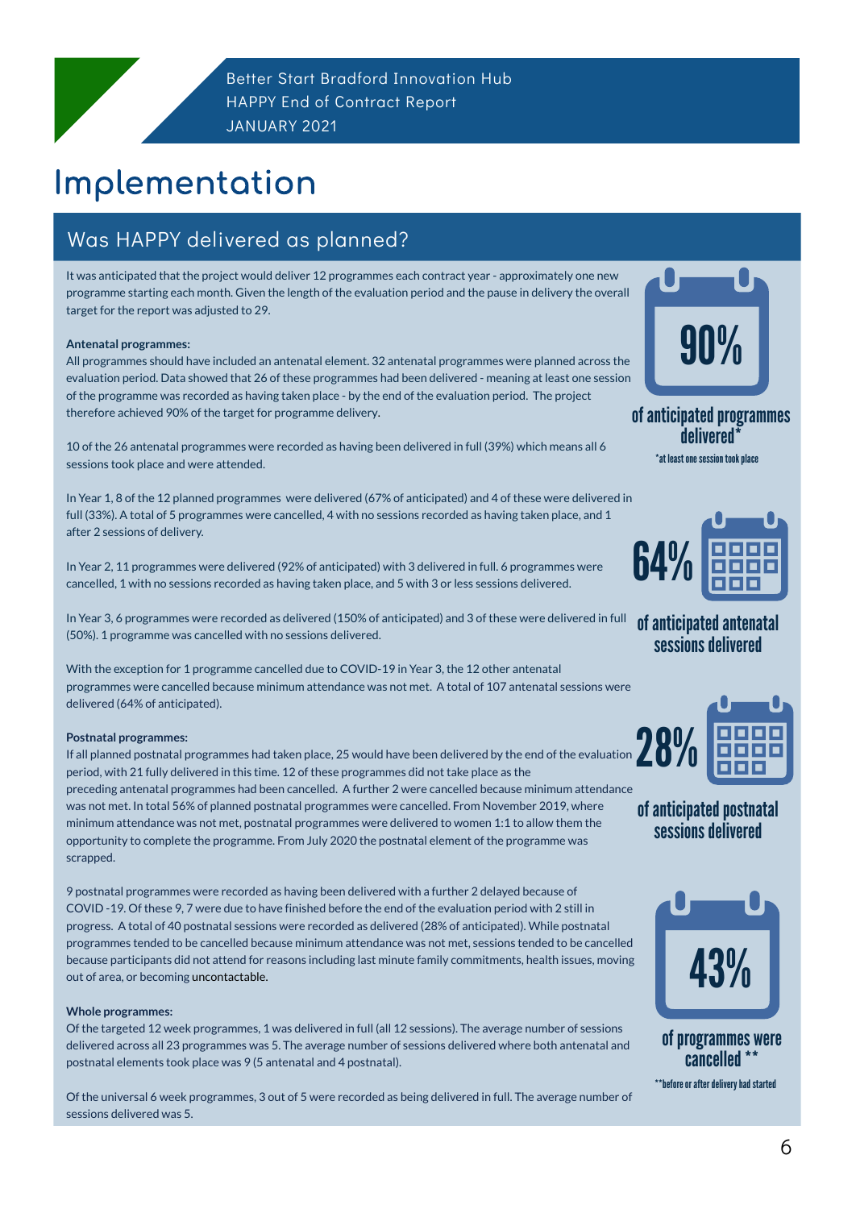# Implementation

## Was HAPPY delivered as planned?

It was anticipated that the project would deliver 12 programmes each contract year - approximately one new programme starting each month. Given the length of the evaluation period and the pause in delivery the overall target for the report was adjusted to 29.

**Antenatal programmes:**

All programmes should have included an antenatal element. 32 antenatal programmes were planned across the evaluation period. Data showed that 26 of these programmes had been delivered - meaning at least one session of the programme was recorded as having taken place - by the end of the evaluation period. The project therefore achieved 90% of the target for programme delivery.

10 of the 26 antenatal programmes were recorded as having been delivered in full (39%) which means all 6 sessions took place and were attended.

In Year 1, 8 of the 12 planned programmes were delivered (67% of anticipated) and 4 of these were delivered in full (33%). A total of 5 programmes were cancelled, 4 with no sessions recorded as having taken place, and 1 after 2 sessions of delivery.

In Year 2, 11 programmes were delivered (92% of anticipated) with 3 delivered in full. 6 programmes were cancelled, 1 with no sessions recorded as having taken place, and 5 with 3 or less sessions delivered.

In Year 3, 6 programmes were recorded as delivered (150% of anticipated) and 3 of these were delivered in full (50%). 1 programme was cancelled with no sessions delivered.

With the exception for 1 programme cancelled due to COVID-19 in Year 3, the 12 other antenatal programmes were cancelled because minimum attendance was not met. A total of 107 antenatal sessions were delivered (64% of anticipated).

**Postnatal programmes:**

If all planned postnatal programmes had taken place, 25 would have been delivered by the end of the evaluation period, with 21 fully delivered in this time. 12 of these programmes did not take place as the preceding antenatal programmes had been cancelled. A further 2 were cancelled because minimum attendance was not met. In total 56% of planned postnatal programmes were cancelled. From November 2019, where minimum attendance was not met, postnatal programmes were delivered to women 1:1 to allow them the opportunity to complete the programme. From July 2020 the postnatal element of the programme was scrapped.

9 postnatal programmes were recorded as having been delivered with a further 2 delayed because of COVID -19. Of these 9, 7 were due to have finished before the end of the evaluation period with 2 still in progress. A total of 40 postnatal sessions were recorded as delivered (28% of anticipated). While postnatal programmes tended to be cancelled because minimum attendance was not met, sessions tended to be cancelled because participants did not attend for reasons including last minute family commitments, health issues, moving out of area, or becoming uncontactable.

**Whole programmes:**

Of the targeted 12 week programmes, 1 was delivered in full (all 12 sessions). The average number of sessions delivered across all 23 programmes was 5. The average number of sessions delivered where both antenatal and postnatal elements took place was 9 (5 antenatal and 4 postnatal).

Of the universal 6 week programmes, 3 out of 5 were recorded as being delivered in full. The average number of sessions delivered was 5.

**90%** of anticipated programmes delivered*

*at least one session took place

**64%** of anticipated antenatal sessions delivered

**28%** of anticipated postnatal sessions delivered

**43%** of programmes were cancelled **

**before or after delivery had started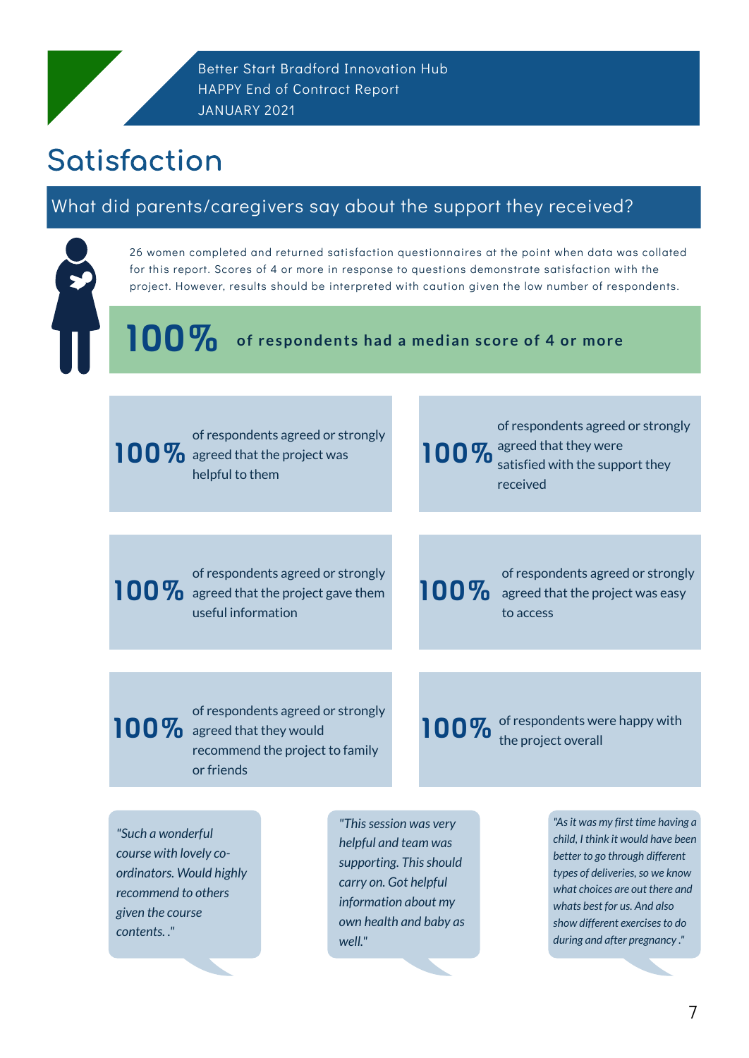# Satisfaction

## What did parents/caregivers say about the support they received?

26 women completed and returned satisfaction questionnaires at the point when data was collated for this report. Scores of 4 or more in response to questions demonstrate satisfaction with the project. However, results should be interpreted with caution given the low number of respondents.

**100%** **of respondents had a median score of 4 or more**

**100%** of respondents agreed or strongly agreed that the project was helpful to them

**100%** of respondents agreed or strongly agreed that they were satisfied with the support they received

**100%** of respondents agreed or strongly agreed that the project gave them useful information

**100%** of respondents agreed or strongly agreed that the project was easy to access

**100%** of respondents agreed or strongly agreed that they would recommend the project to family or friends

**100%** of respondents were happy with the project overall

*"Such a wonderful course with lovely co-ordinators. Would highly recommend to others given the course contents. ."*

*"This session was very helpful and team was supporting. This should carry on. Got helpful information about my own health and baby as well."*

*"As it was my first time having a child, I think it would have been better to go through different types of deliveries, so we know what choices are out there and whats best for us. And also show different exercises to do during and after pregnancy ."*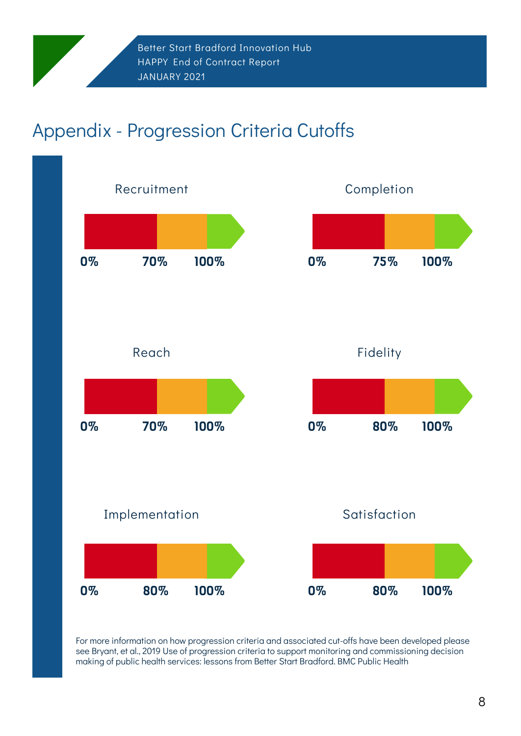## Appendix - Progression Criteria Cutoffs

Recruitment

0% 70% 100%

Completion

0% 75% 100%

Reach

0% 70% 100%

Fidelity

0% 80% 100%

Implementation

0% 80% 100%

Satisfaction

0% 80% 100%

For more information on how progression criteria and associated cut-offs have been developed please see Bryant, et al., 2019 Use of progression criteria to support monitoring and commissioning decision making of public health services: lessons from Better Start Bradford. BMC Public Health